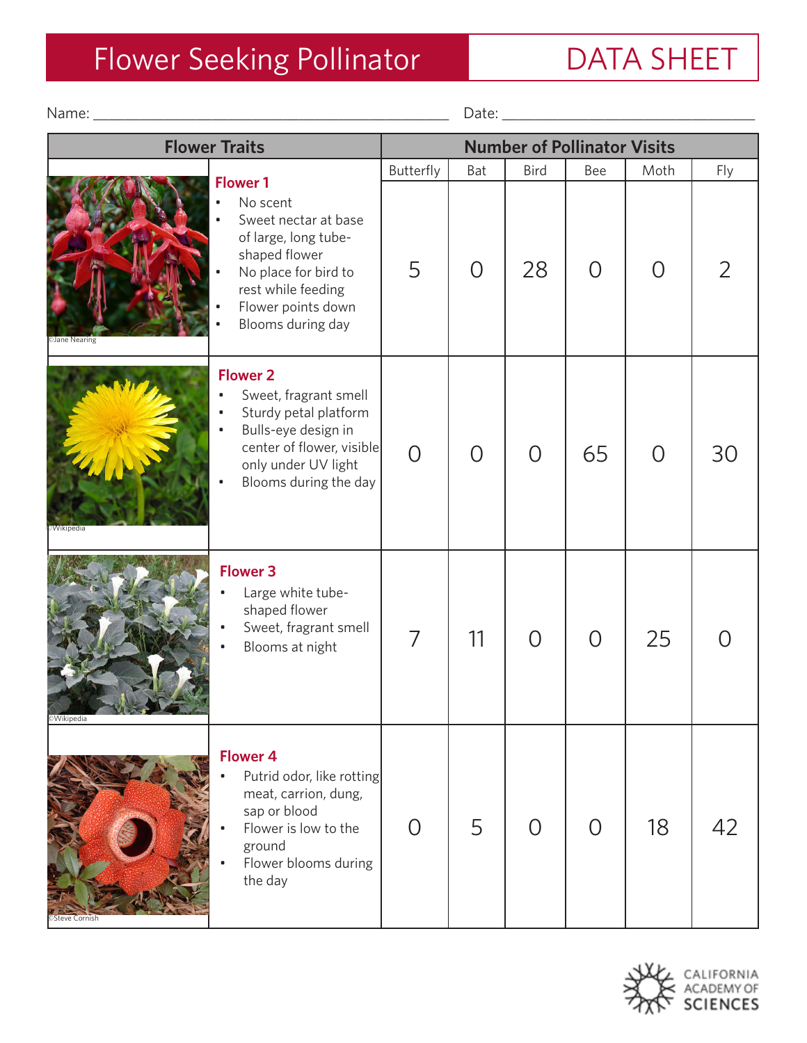# Flower Seeking Pollinator

## DATA SHEET

Name: ______________________________ Date: ______________________

| Flower Traits | Butterfly | Bat | Bird | Bee | Moth | Fly |
|---|---|---|---|---|---|---|
| **Flower 1**<br>• No scent<br>• Sweet nectar at base of large, long tube-shaped flower<br>• No place for bird to rest while feeding<br>• Flower points down<br>• Blooms during day | 5 | 0 | 28 | 0 | 0 | 2 |
| **Flower 2**<br>• Sweet, fragrant smell<br>• Sturdy petal platform<br>• Bulls-eye design in center of flower, visible only under UV light<br>• Blooms during the day | 0 | 0 | 0 | 65 | 0 | 30 |
| **Flower 3**<br>• Large white tube-shaped flower<br>• Sweet, fragrant smell<br>• Blooms at night | 7 | 11 | 0 | 0 | 25 | 0 |
| **Flower 4**<br>• Putrid odor, like rotting meat, carrion, dung, sap or blood<br>• Flower is low to the ground<br>• Flower blooms during the day | 0 | 5 | 0 | 0 | 18 | 42 |

Number of Pollinator Visits: Butterfly, Bat, Bird, Bee, Moth, Fly

©Jane Nearing ©Wikipedia ©Wikipedia ©Steve Cornish

CALIFORNIA ACADEMY OF SCIENCES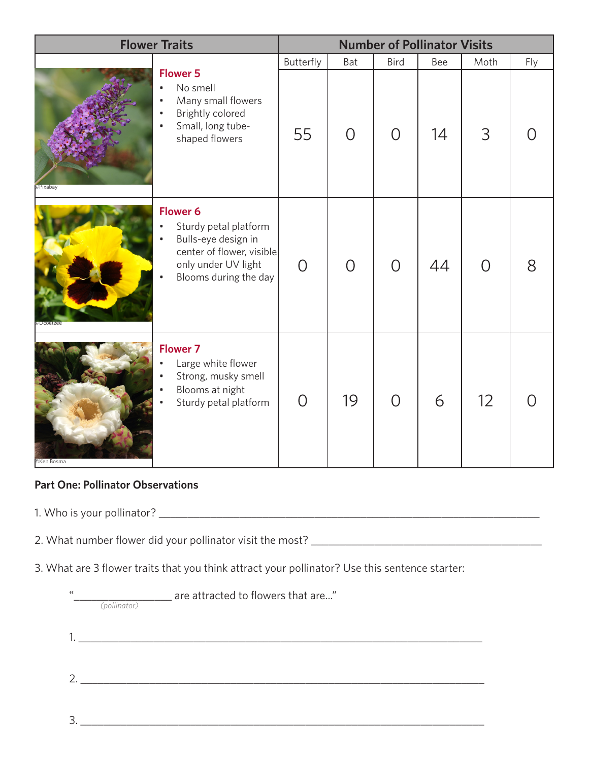| Flower Traits | | Number of Pollinator Visits | | | | | |
|---|---|---|---|---|---|---|---|
| | | Butterfly | Bat | Bird | Bee | Moth | Fly |
| ©Pixabay | **Flower 5**<br>• No smell<br>• Many small flowers<br>• Brightly colored<br>• Small, long tube-shaped flowers | 55 | 0 | 0 | 14 | 3 | 0 |
| ©Dcoetzee | **Flower 6**<br>• Sturdy petal platform<br>• Bulls-eye design in center of flower, visible only under UV light<br>• Blooms during the day | 0 | 0 | 0 | 44 | 0 | 8 |
| ©Ken Bosma | **Flower 7**<br>• Large white flower<br>• Strong, musky smell<br>• Blooms at night<br>• Sturdy petal platform | 0 | 19 | 0 | 6 | 12 | 0 |

**Part One: Pollinator Observations**

1. Who is your pollinator? ______________________________________________________________

2. What number flower did your pollinator visit the most? ____________________________________

3. What are 3 flower traits that you think attract your pollinator? Use this sentence starter:

"________________ are attracted to flowers that are..."
*(pollinator)*

1. ______________________________________________________________

2. ______________________________________________________________

3. ______________________________________________________________